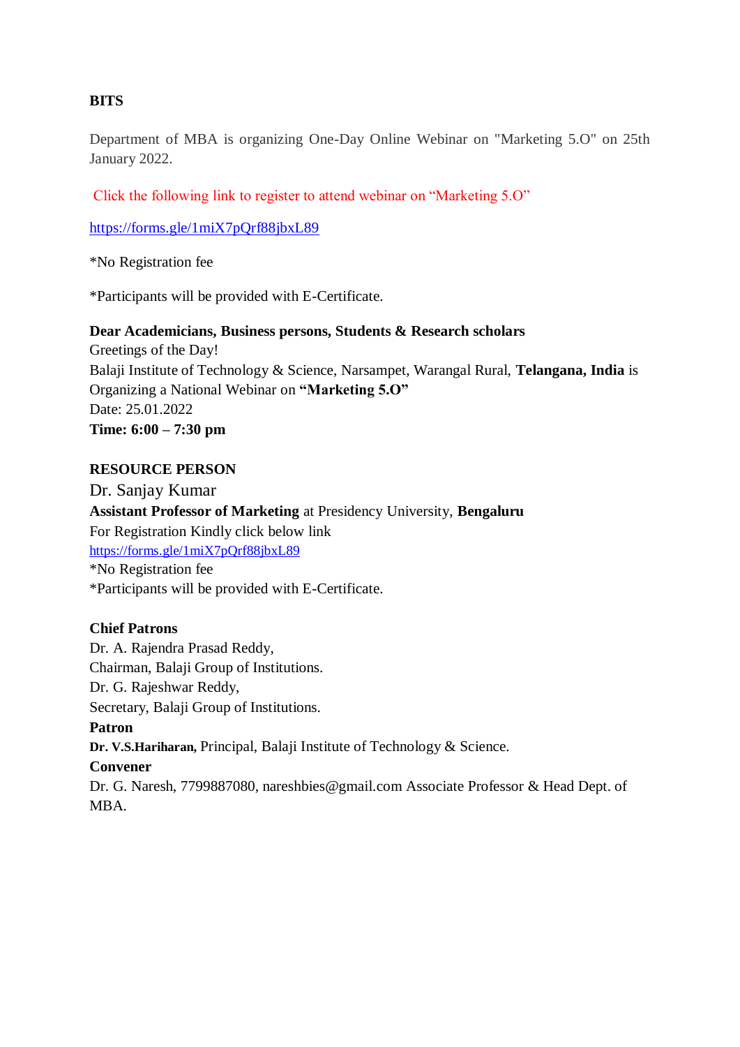**BITS**

Department of MBA is organizing One-Day Online Webinar on "Marketing 5.O" on 25th January 2022.

Click the following link to register to attend webinar on “Marketing 5.O”

https://forms.gle/1miX7pQrf88jbxL89

*No Registration fee

*Participants will be provided with E-Certificate.

**Dear Academicians, Business persons, Students & Research scholars**
Greetings of the Day!
Balaji Institute of Technology & Science, Narsampet, Warangal Rural, **Telangana, India** is Organizing a National Webinar on **“Marketing 5.O”**
Date: 25.01.2022
**Time: 6:00 – 7:30 pm**

**RESOURCE PERSON**
Dr. Sanjay Kumar
**Assistant Professor of Marketing** at Presidency University, **Bengaluru**
For Registration Kindly click below link
https://forms.gle/1miX7pQrf88jbxL89
*No Registration fee
*Participants will be provided with E-Certificate.

**Chief Patrons**
Dr. A. Rajendra Prasad Reddy,
Chairman, Balaji Group of Institutions.
Dr. G. Rajeshwar Reddy,
Secretary, Balaji Group of Institutions.
**Patron**
**Dr. V.S.Hariharan,** Principal, Balaji Institute of Technology & Science.
**Convener**
Dr. G. Naresh, 7799887080, nareshbies@gmail.com Associate Professor & Head Dept. of MBA.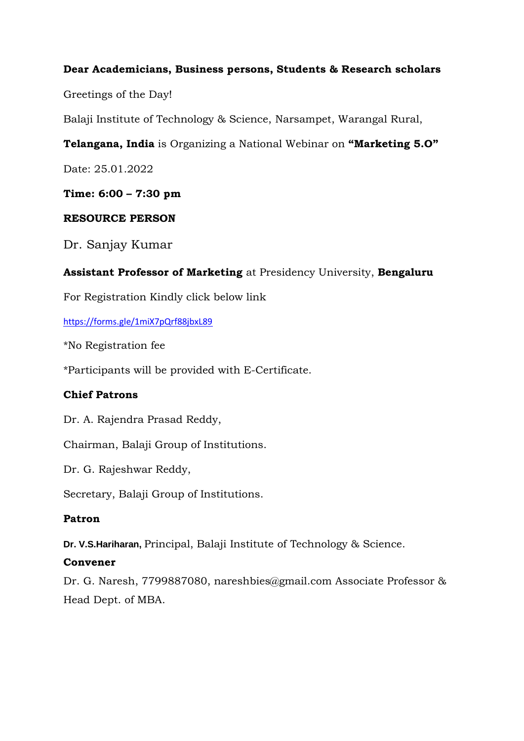**Dear Academicians, Business persons, Students & Research scholars**

Greetings of the Day!

Balaji Institute of Technology & Science, Narsampet, Warangal Rural,

**Telangana, India** is Organizing a National Webinar on **"Marketing 5.O"**

Date: 25.01.2022

**Time: 6:00 – 7:30 pm**

**RESOURCE PERSON**

Dr. Sanjay Kumar

**Assistant Professor of Marketing** at Presidency University, **Bengaluru**

For Registration Kindly click below link

https://forms.gle/1miX7pQrf88jbxL89

*No Registration fee

*Participants will be provided with E-Certificate.

**Chief Patrons**

Dr. A. Rajendra Prasad Reddy,

Chairman, Balaji Group of Institutions.

Dr. G. Rajeshwar Reddy,

Secretary, Balaji Group of Institutions.

**Patron**

**Dr. V.S.Hariharan,** Principal, Balaji Institute of Technology & Science.

**Convener**

Dr. G. Naresh, 7799887080, nareshbies@gmail.com Associate Professor & Head Dept. of MBA.